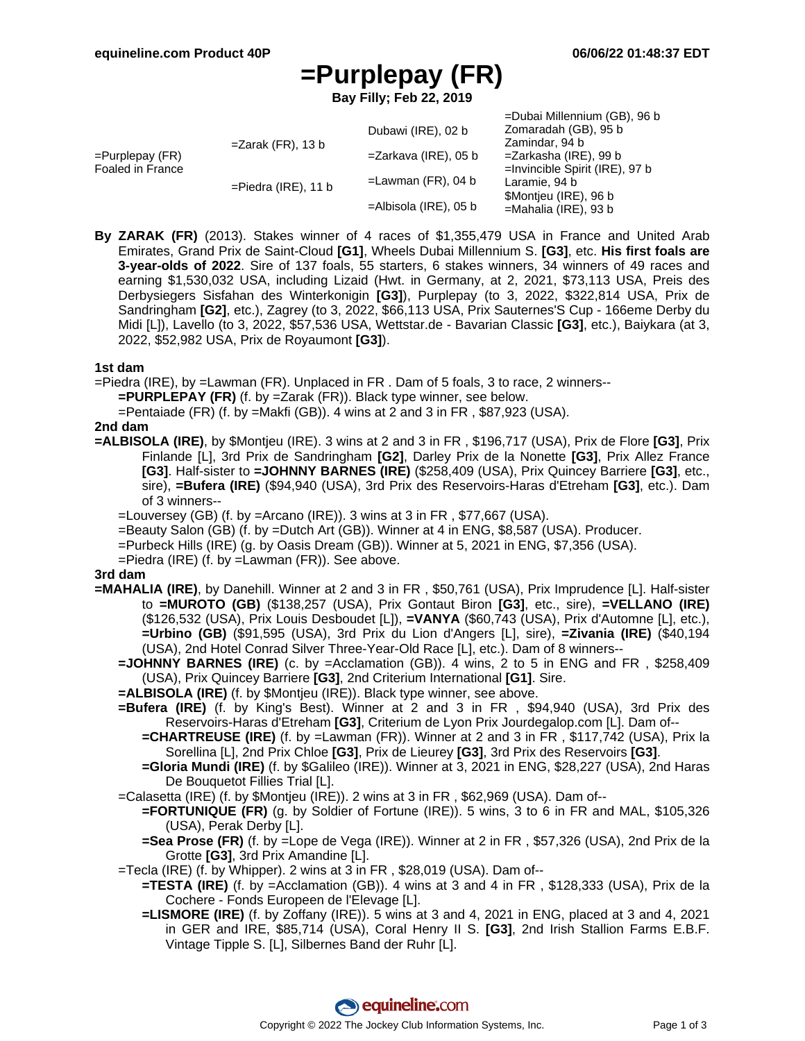# =Purplepay (FR)

**Bay Filly; Feb 22, 2019**

| | | | |
|---|---|---|---|
| =Purplepay (FR) Foaled in France | =Zarak (FR), 13 b | Dubawi (IRE), 02 b | =Dubai Millennium (GB), 96 b |
| | | | Zomaradah (GB), 95 b |
| | | =Zarkava (IRE), 05 b | Zamindar, 94 b |
| | | | =Zarkasha (IRE), 99 b |
| | =Piedra (IRE), 11 b | =Lawman (FR), 04 b | =Invincible Spirit (IRE), 97 b |
| | | | Laramie, 94 b |
| | | =Albisola (IRE), 05 b | $Montjeu (IRE), 96 b |
| | | | =Mahalia (IRE), 93 b |

**By ZARAK (FR)** (2013). Stakes winner of 4 races of $1,355,479 USA in France and United Arab Emirates, Grand Prix de Saint-Cloud **[G1]**, Wheels Dubai Millennium S. **[G3]**, etc. **His first foals are 3-year-olds of 2022**. Sire of 137 foals, 55 starters, 6 stakes winners, 34 winners of 49 races and earning $1,530,032 USA, including Lizaid (Hwt. in Germany, at 2, 2021, $73,113 USA, Preis des Derbysiegers Sisfahan des Winterkonigin **[G3]**), Purplepay (to 3, 2022, $322,814 USA, Prix de Sandringham **[G2]**, etc.), Zagrey (to 3, 2022, $66,113 USA, Prix Sauternes'S Cup - 166eme Derby du Midi [L]), Lavello (to 3, 2022, $57,536 USA, Wettstar.de - Bavarian Classic **[G3]**, etc.), Baiykara (at 3, 2022, $52,982 USA, Prix de Royaumont **[G3]**).

### 1st dam

=Piedra (IRE), by =Lawman (FR). Unplaced in FR . Dam of 5 foals, 3 to race, 2 winners--

- **=PURPLEPAY (FR)** (f. by =Zarak (FR)). Black type winner, see below.
- =Pentaiade (FR) (f. by =Makfi (GB)). 4 wins at 2 and 3 in FR , $87,923 (USA).

### 2nd dam

**=ALBISOLA (IRE)**, by $Montjeu (IRE). 3 wins at 2 and 3 in FR , $196,717 (USA), Prix de Flore **[G3]**, Prix Finlande [L], 3rd Prix de Sandringham **[G2]**, Darley Prix de la Nonette **[G3]**, Prix Allez France **[G3]**. Half-sister to **=JOHNNY BARNES (IRE)** ($258,409 (USA), Prix Quincey Barriere **[G3]**, etc., sire), **=Bufera (IRE)** ($94,940 (USA), 3rd Prix des Reservoirs-Haras d'Etreham **[G3]**, etc.). Dam of 3 winners--

- =Louversey (GB) (f. by =Arcano (IRE)). 3 wins at 3 in FR , $77,667 (USA).
- =Beauty Salon (GB) (f. by =Dutch Art (GB)). Winner at 4 in ENG, $8,587 (USA). Producer.
- =Purbeck Hills (IRE) (g. by Oasis Dream (GB)). Winner at 5, 2021 in ENG, $7,356 (USA).
- =Piedra (IRE) (f. by =Lawman (FR)). See above.

### 3rd dam

**=MAHALIA (IRE)**, by Danehill. Winner at 2 and 3 in FR , $50,761 (USA), Prix Imprudence [L]. Half-sister to **=MUROTO (GB)** ($138,257 (USA), Prix Gontaut Biron **[G3]**, etc., sire), **=VELLANO (IRE)** ($126,532 (USA), Prix Louis Desboudet [L]), **=VANYA** ($60,743 (USA), Prix d'Automne [L], etc.), **=Urbino (GB)** ($91,595 (USA), 3rd Prix du Lion d'Angers [L], sire), **=Zivania (IRE)** ($40,194 (USA), 2nd Hotel Conrad Silver Three-Year-Old Race [L], etc.). Dam of 8 winners--

- **=JOHNNY BARNES (IRE)** (c. by =Acclamation (GB)). 4 wins, 2 to 5 in ENG and FR , $258,409 (USA), Prix Quincey Barriere **[G3]**, 2nd Criterium International **[G1]**. Sire.
- **=ALBISOLA (IRE)** (f. by $Montjeu (IRE)). Black type winner, see above.
- **=Bufera (IRE)** (f. by King's Best). Winner at 2 and 3 in FR , $94,940 (USA), 3rd Prix des Reservoirs-Haras d'Etreham **[G3]**, Criterium de Lyon Prix Jourdegalop.com [L]. Dam of--
  - **=CHARTREUSE (IRE)** (f. by =Lawman (FR)). Winner at 2 and 3 in FR , $117,742 (USA), Prix la Sorellina [L], 2nd Prix Chloe **[G3]**, Prix de Lieurey **[G3]**, 3rd Prix des Reservoirs **[G3]**.
  - **=Gloria Mundi (IRE)** (f. by $Galileo (IRE)). Winner at 3, 2021 in ENG, $28,227 (USA), 2nd Haras De Bouquetot Fillies Trial [L].
- =Calasetta (IRE) (f. by $Montjeu (IRE)). 2 wins at 3 in FR , $62,969 (USA). Dam of--
  - **=FORTUNIQUE (FR)** (g. by Soldier of Fortune (IRE)). 5 wins, 3 to 6 in FR and MAL, $105,326 (USA), Perak Derby [L].
  - **=Sea Prose (FR)** (f. by =Lope de Vega (IRE)). Winner at 2 in FR , $57,326 (USA), 2nd Prix de la Grotte **[G3]**, 3rd Prix Amandine [L].
- =Tecla (IRE) (f. by Whipper). 2 wins at 3 in FR , $28,019 (USA). Dam of--
  - **=TESTA (IRE)** (f. by =Acclamation (GB)). 4 wins at 3 and 4 in FR , $128,333 (USA), Prix de la Cochere - Fonds Europeen de l'Elevage [L].
  - **=LISMORE (IRE)** (f. by Zoffany (IRE)). 5 wins at 3 and 4, 2021 in ENG, placed at 3 and 4, 2021 in GER and IRE, $85,714 (USA), Coral Henry II S. **[G3]**, 2nd Irish Stallion Farms E.B.F. Vintage Tipple S. [L], Silbernes Band der Ruhr [L].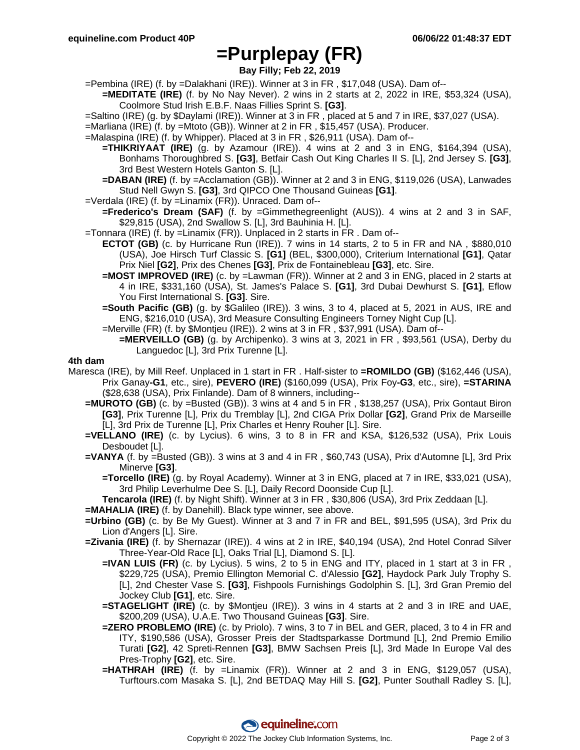# =Purplepay (FR)

**Bay Filly; Feb 22, 2019**

=Pembina (IRE) (f. by =Dalakhani (IRE)). Winner at 3 in FR , $17,048 (USA). Dam of--

> **=MEDITATE (IRE)** (f. by No Nay Never). 2 wins in 2 starts at 2, 2022 in IRE, $53,324 (USA), Coolmore Stud Irish E.B.F. Naas Fillies Sprint S. **[G3]**.

=Saltino (IRE) (g. by $Daylami (IRE)). Winner at 3 in FR , placed at 5 and 7 in IRE, $37,027 (USA).

=Marliana (IRE) (f. by =Mtoto (GB)). Winner at 2 in FR , $15,457 (USA). Producer.

=Malaspina (IRE) (f. by Whipper). Placed at 3 in FR , $26,911 (USA). Dam of--

> **=THIKRIYAAT (IRE)** (g. by Azamour (IRE)). 4 wins at 2 and 3 in ENG, $164,394 (USA), Bonhams Thoroughbred S. **[G3]**, Betfair Cash Out King Charles II S. [L], 2nd Jersey S. **[G3]**, 3rd Best Western Hotels Ganton S. [L].
>
> **=DABAN (IRE)** (f. by =Acclamation (GB)). Winner at 2 and 3 in ENG, $119,026 (USA), Lanwades Stud Nell Gwyn S. **[G3]**, 3rd QIPCO One Thousand Guineas **[G1]**.

=Verdala (IRE) (f. by =Linamix (FR)). Unraced. Dam of--

> **=Frederico's Dream (SAF)** (f. by =Gimmethegreenlight (AUS)). 4 wins at 2 and 3 in SAF, $29,815 (USA), 2nd Swallow S. [L], 3rd Bauhinia H. [L].

=Tonnara (IRE) (f. by =Linamix (FR)). Unplaced in 2 starts in FR . Dam of--

> **ECTOT (GB)** (c. by Hurricane Run (IRE)). 7 wins in 14 starts, 2 to 5 in FR and NA , $880,010 (USA), Joe Hirsch Turf Classic S. **[G1]** (BEL, $300,000), Criterium International **[G1]**, Qatar Prix Niel **[G2]**, Prix des Chenes **[G3]**, Prix de Fontainebleau **[G3]**, etc. Sire.
>
> **=MOST IMPROVED (IRE)** (c. by =Lawman (FR)). Winner at 2 and 3 in ENG, placed in 2 starts at 4 in IRE, $331,160 (USA), St. James's Palace S. **[G1]**, 3rd Dubai Dewhurst S. **[G1]**, Eflow You First International S. **[G3]**. Sire.
>
> **=South Pacific (GB)** (g. by $Galileo (IRE)). 3 wins, 3 to 4, placed at 5, 2021 in AUS, IRE and ENG, $216,010 (USA), 3rd Measure Consulting Engineers Torney Night Cup [L].
>
> =Merville (FR) (f. by $Montjeu (IRE)). 2 wins at 3 in FR , $37,991 (USA). Dam of--
>
> > **=MERVEILLO (GB)** (g. by Archipenko). 3 wins at 3, 2021 in FR , $93,561 (USA), Derby du Languedoc [L], 3rd Prix Turenne [L].

**4th dam**

Maresca (IRE), by Mill Reef. Unplaced in 1 start in FR . Half-sister to **=ROMILDO (GB)** ($162,446 (USA), Prix Ganay**-G1**, etc., sire), **PEVERO (IRE)** ($160,099 (USA), Prix Foy**-G3**, etc., sire), **=STARINA** ($28,638 (USA), Prix Finlande). Dam of 8 winners, including--

**=MUROTO (GB)** (c. by =Busted (GB)). 3 wins at 4 and 5 in FR , $138,257 (USA), Prix Gontaut Biron **[G3]**, Prix Turenne [L], Prix du Tremblay [L], 2nd CIGA Prix Dollar **[G2]**, Grand Prix de Marseille [L], 3rd Prix de Turenne [L], Prix Charles et Henry Rouher [L]. Sire.

**=VELLANO (IRE)** (c. by Lycius). 6 wins, 3 to 8 in FR and KSA, $126,532 (USA), Prix Louis Desboudet [L].

**=VANYA** (f. by =Busted (GB)). 3 wins at 3 and 4 in FR , $60,743 (USA), Prix d'Automne [L], 3rd Prix Minerve **[G3]**.

> **=Torcello (IRE)** (g. by Royal Academy). Winner at 3 in ENG, placed at 7 in IRE, $33,021 (USA), 3rd Philip Leverhulme Dee S. [L], Daily Record Doonside Cup [L].
>
> **Tencarola (IRE)** (f. by Night Shift). Winner at 3 in FR , $30,806 (USA), 3rd Prix Zeddaan [L].

**=MAHALIA (IRE)** (f. by Danehill). Black type winner, see above.

**=Urbino (GB)** (c. by Be My Guest). Winner at 3 and 7 in FR and BEL, $91,595 (USA), 3rd Prix du Lion d'Angers [L]. Sire.

**=Zivania (IRE)** (f. by Shernazar (IRE)). 4 wins at 2 in IRE, $40,194 (USA), 2nd Hotel Conrad Silver Three-Year-Old Race [L], Oaks Trial [L], Diamond S. [L].

> **=IVAN LUIS (FR)** (c. by Lycius). 5 wins, 2 to 5 in ENG and ITY, placed in 1 start at 3 in FR , $229,725 (USA), Premio Ellington Memorial C. d'Alessio **[G2]**, Haydock Park July Trophy S. [L], 2nd Chester Vase S. **[G3]**, Fishpools Furnishings Godolphin S. [L], 3rd Gran Premio del Jockey Club **[G1]**, etc. Sire.
>
> **=STAGELIGHT (IRE)** (c. by $Montjeu (IRE)). 3 wins in 4 starts at 2 and 3 in IRE and UAE, $200,209 (USA), U.A.E. Two Thousand Guineas **[G3]**. Sire.
>
> **=ZERO PROBLEMO (IRE)** (c. by Priolo). 7 wins, 3 to 7 in BEL and GER, placed, 3 to 4 in FR and ITY, $190,586 (USA), Grosser Preis der Stadtsparkasse Dortmund [L], 2nd Premio Emilio Turati **[G2]**, 42 Spreti-Rennen **[G3]**, BMW Sachsen Preis [L], 3rd Made In Europe Val des Pres-Trophy **[G2]**, etc. Sire.
>
> **=HATHRAH (IRE)** (f. by =Linamix (FR)). Winner at 2 and 3 in ENG, $129,057 (USA), Turftours.com Masaka S. [L], 2nd BETDAQ May Hill S. **[G2]**, Punter Southall Radley S. [L],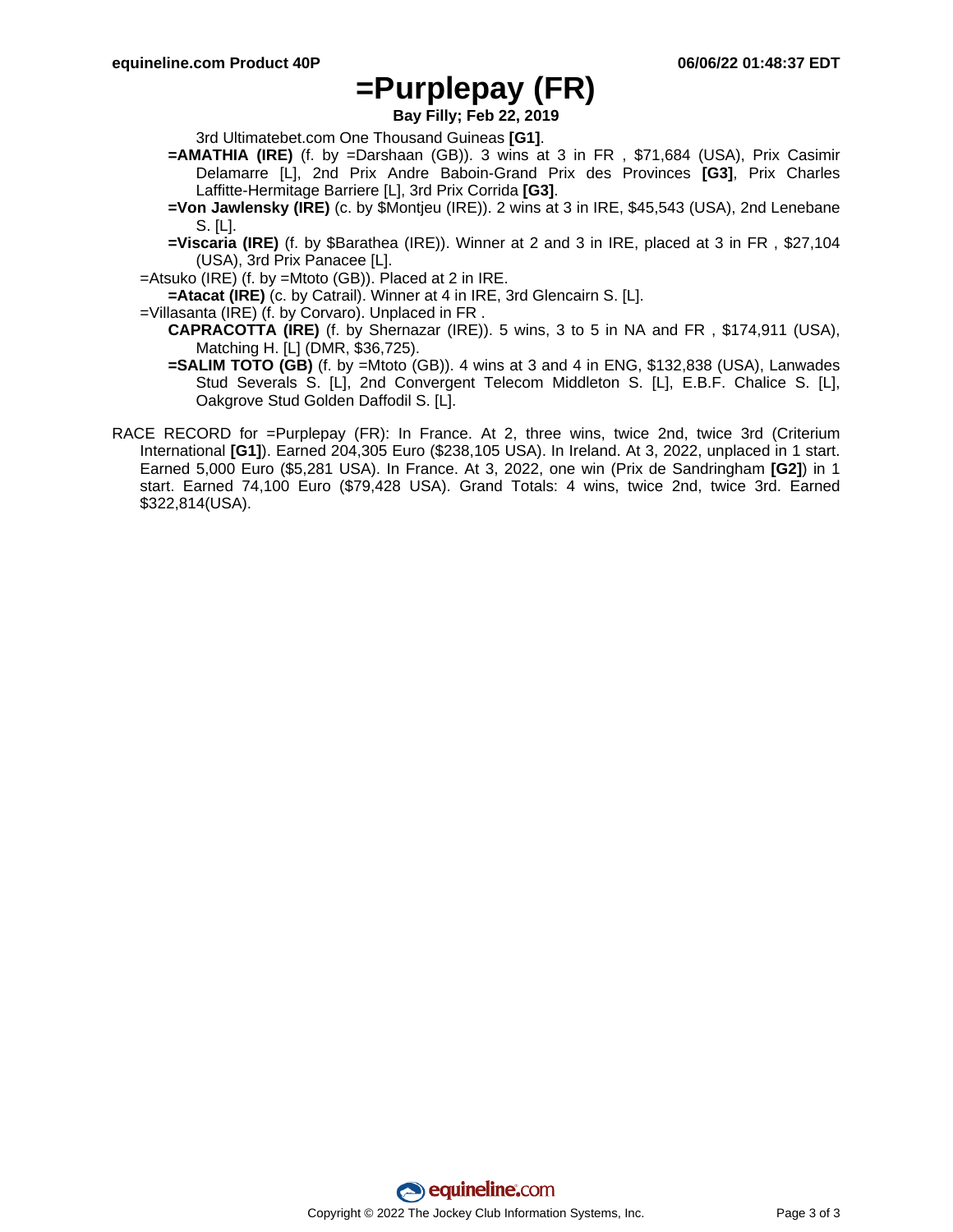# =Purplepay (FR)

**Bay Filly; Feb 22, 2019**

3rd Ultimatebet.com One Thousand Guineas **[G1]**.

**=AMATHIA (IRE)** (f. by =Darshaan (GB)). 3 wins at 3 in FR , $71,684 (USA), Prix Casimir Delamarre [L], 2nd Prix Andre Baboin-Grand Prix des Provinces **[G3]**, Prix Charles Laffitte-Hermitage Barriere [L], 3rd Prix Corrida **[G3]**.

**=Von Jawlensky (IRE)** (c. by $Montjeu (IRE)). 2 wins at 3 in IRE, $45,543 (USA), 2nd Lenebane S. [L].

**=Viscaria (IRE)** (f. by $Barathea (IRE)). Winner at 2 and 3 in IRE, placed at 3 in FR , $27,104 (USA), 3rd Prix Panacee [L].

=Atsuko (IRE) (f. by =Mtoto (GB)). Placed at 2 in IRE.

**=Atacat (IRE)** (c. by Catrail). Winner at 4 in IRE, 3rd Glencairn S. [L].

=Villasanta (IRE) (f. by Corvaro). Unplaced in FR .

**CAPRACOTTA (IRE)** (f. by Shernazar (IRE)). 5 wins, 3 to 5 in NA and FR , $174,911 (USA), Matching H. [L] (DMR, $36,725).

**=SALIM TOTO (GB)** (f. by =Mtoto (GB)). 4 wins at 3 and 4 in ENG, $132,838 (USA), Lanwades Stud Severals S. [L], 2nd Convergent Telecom Middleton S. [L], E.B.F. Chalice S. [L], Oakgrove Stud Golden Daffodil S. [L].

RACE RECORD for =Purplepay (FR): In France. At 2, three wins, twice 2nd, twice 3rd (Criterium International **[G1]**). Earned 204,305 Euro ($238,105 USA). In Ireland. At 3, 2022, unplaced in 1 start. Earned 5,000 Euro ($5,281 USA). In France. At 3, 2022, one win (Prix de Sandringham **[G2]**) in 1 start. Earned 74,100 Euro ($79,428 USA). Grand Totals: 4 wins, twice 2nd, twice 3rd. Earned $322,814(USA).